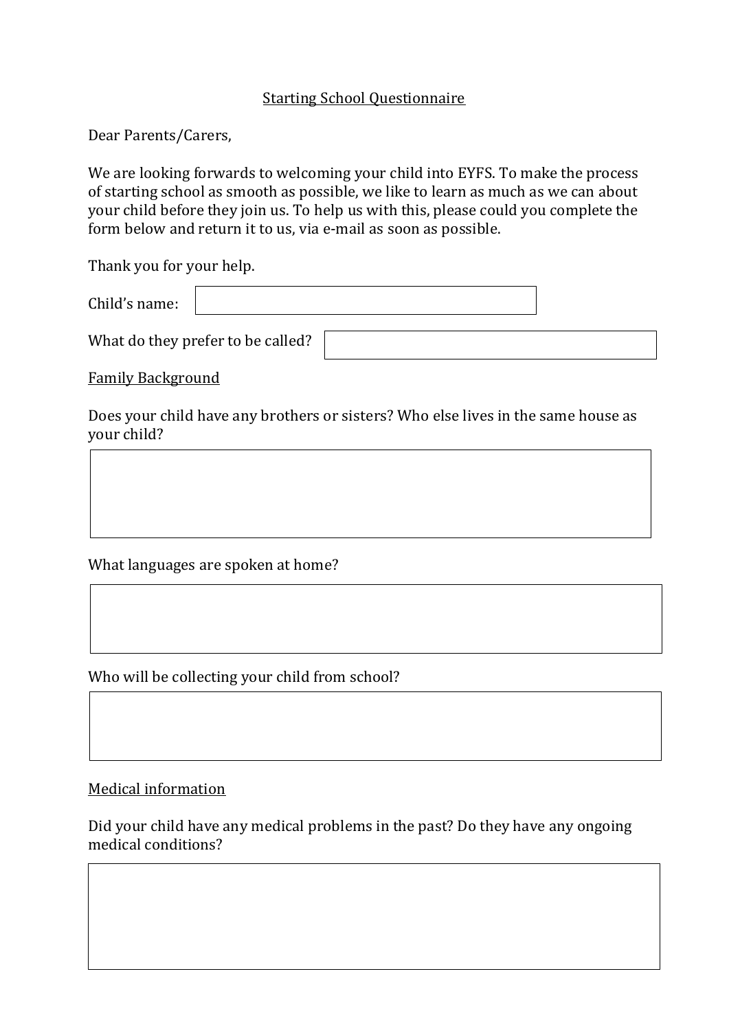# Starting School Questionnaire

Dear Parents/Carers,

We are looking forwards to welcoming your child into EYFS. To make the process of starting school as smooth as possible, we like to learn as much as we can about your child before they join us. To help us with this, please could you complete the form below and return it to us, via e-mail as soon as possible.

Thank you for your help.

Child's name:

What do they prefer to be called?

## Family Background

Does your child have any brothers or sisters? Who else lives in the same house as your child?

What languages are spoken at home?

Who will be collecting your child from school?

## Medical information

Did your child have any medical problems in the past? Do they have any ongoing medical conditions?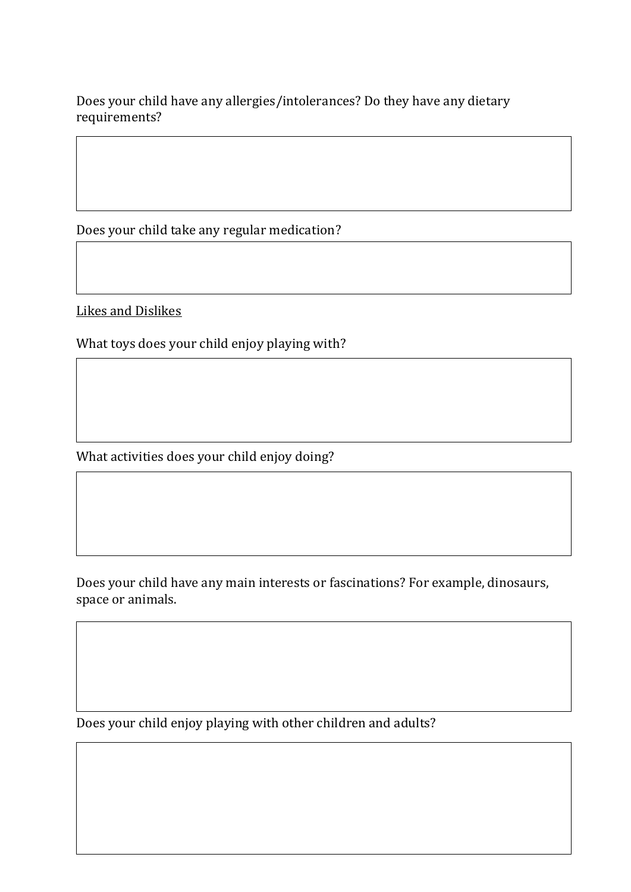Does your child have any allergies/intolerances? Do they have any dietary requirements?

Does your child take any regular medication?

<u>Likes and Dislikes</u>

What toys does your child enjoy playing with?

What activities does your child enjoy doing?

Does your child have any main interests or fascinations? For example, dinosaurs, space or animals.

Does your child enjoy playing with other children and adults?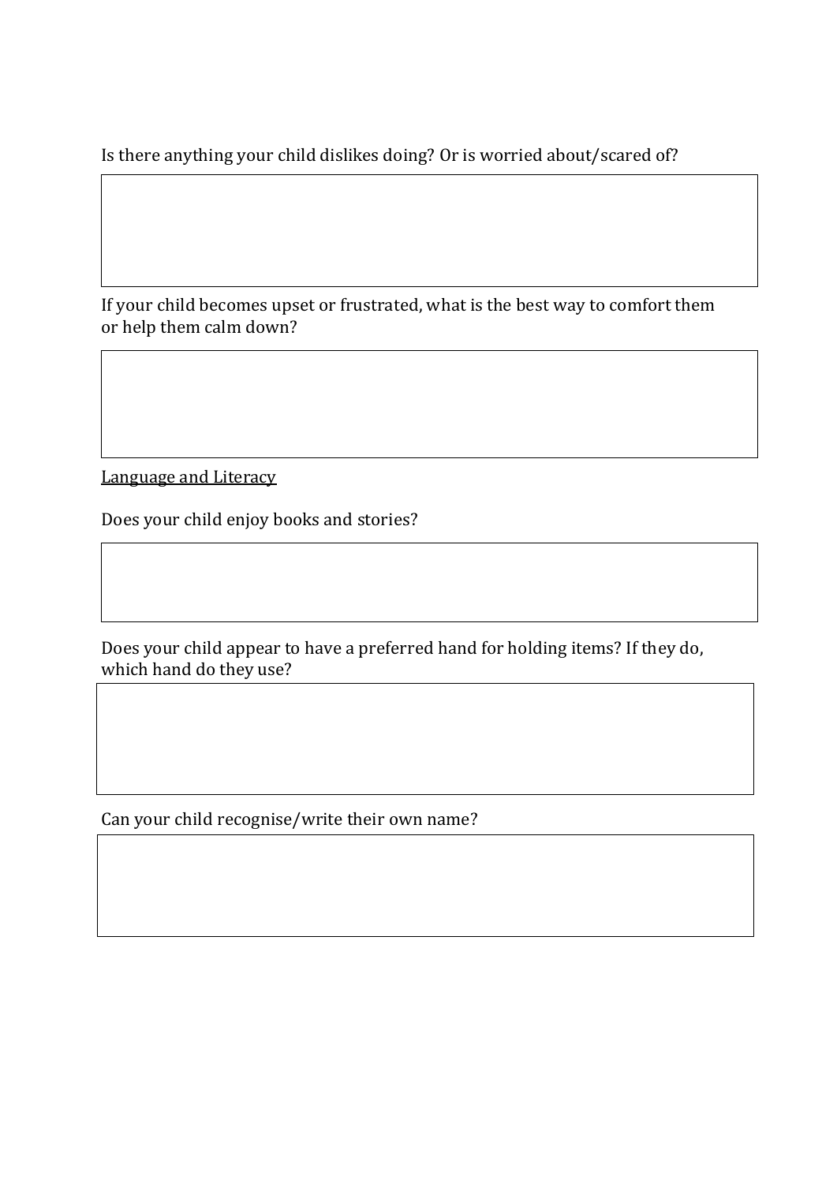Is there anything your child dislikes doing? Or is worried about/scared of?

If your child becomes upset or frustrated, what is the best way to comfort them or help them calm down?

<u>Language and Literacy</u>

Does your child enjoy books and stories?

Does your child appear to have a preferred hand for holding items? If they do, which hand do they use?

Can your child recognise/write their own name?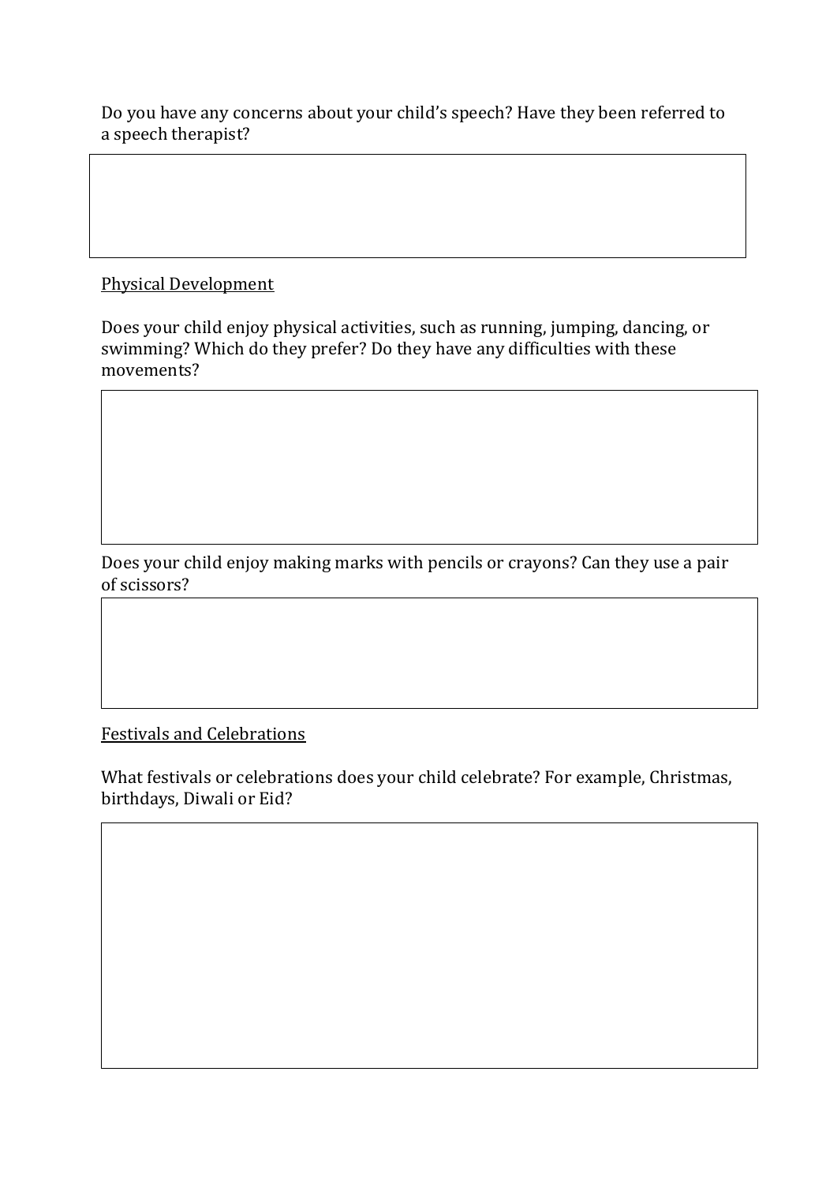Do you have any concerns about your child's speech? Have they been referred to a speech therapist?

## Physical Development

Does your child enjoy physical activities, such as running, jumping, dancing, or swimming? Which do they prefer? Do they have any difficulties with these movements?

Does your child enjoy making marks with pencils or crayons? Can they use a pair of scissors?

## Festivals and Celebrations

What festivals or celebrations does your child celebrate? For example, Christmas, birthdays, Diwali or Eid?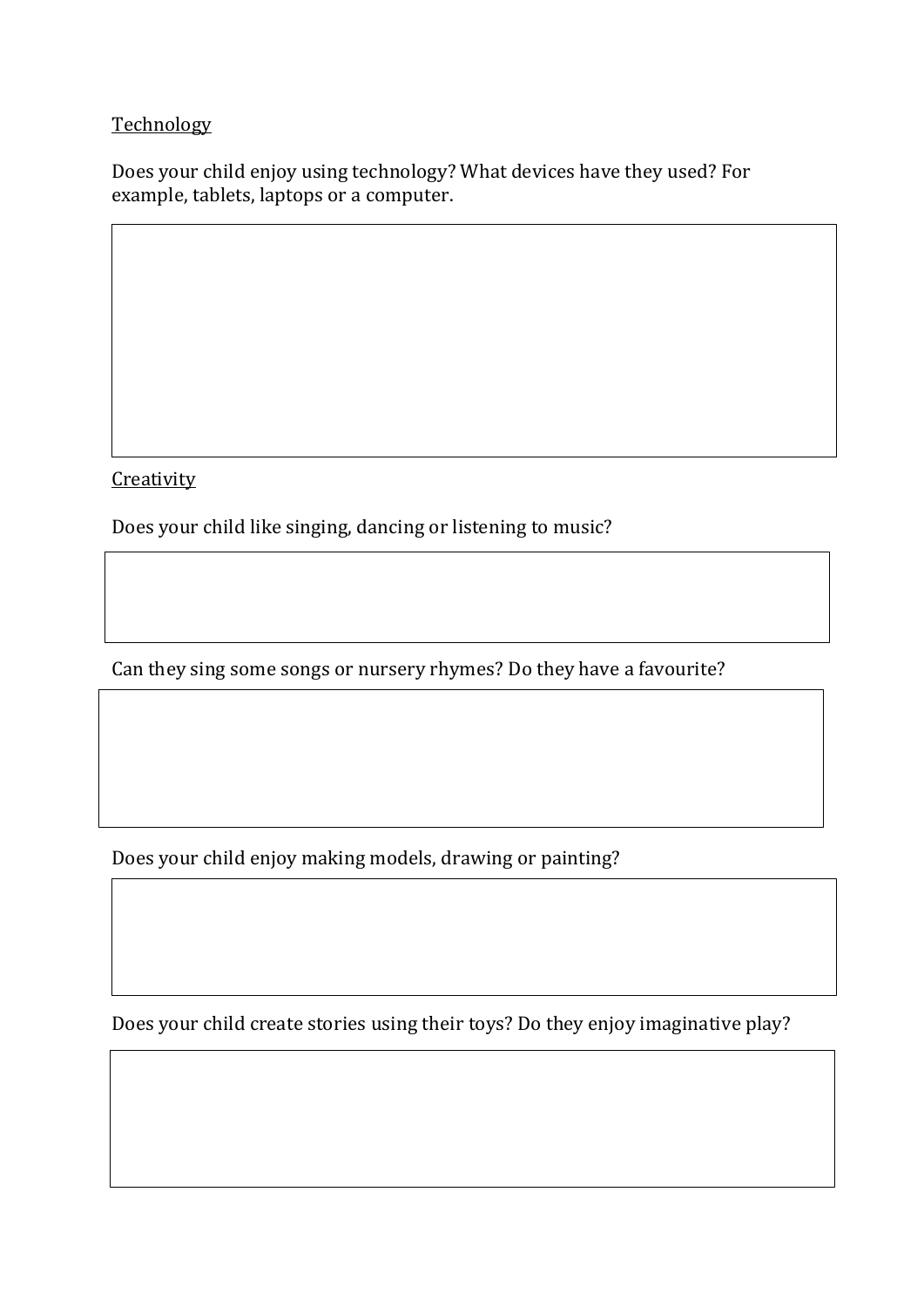<u>Technology</u>

Does your child enjoy using technology? What devices have they used? For example, tablets, laptops or a computer.

<u>Creativity</u>

Does your child like singing, dancing or listening to music?

Can they sing some songs or nursery rhymes? Do they have a favourite?

Does your child enjoy making models, drawing or painting?

Does your child create stories using their toys? Do they enjoy imaginative play?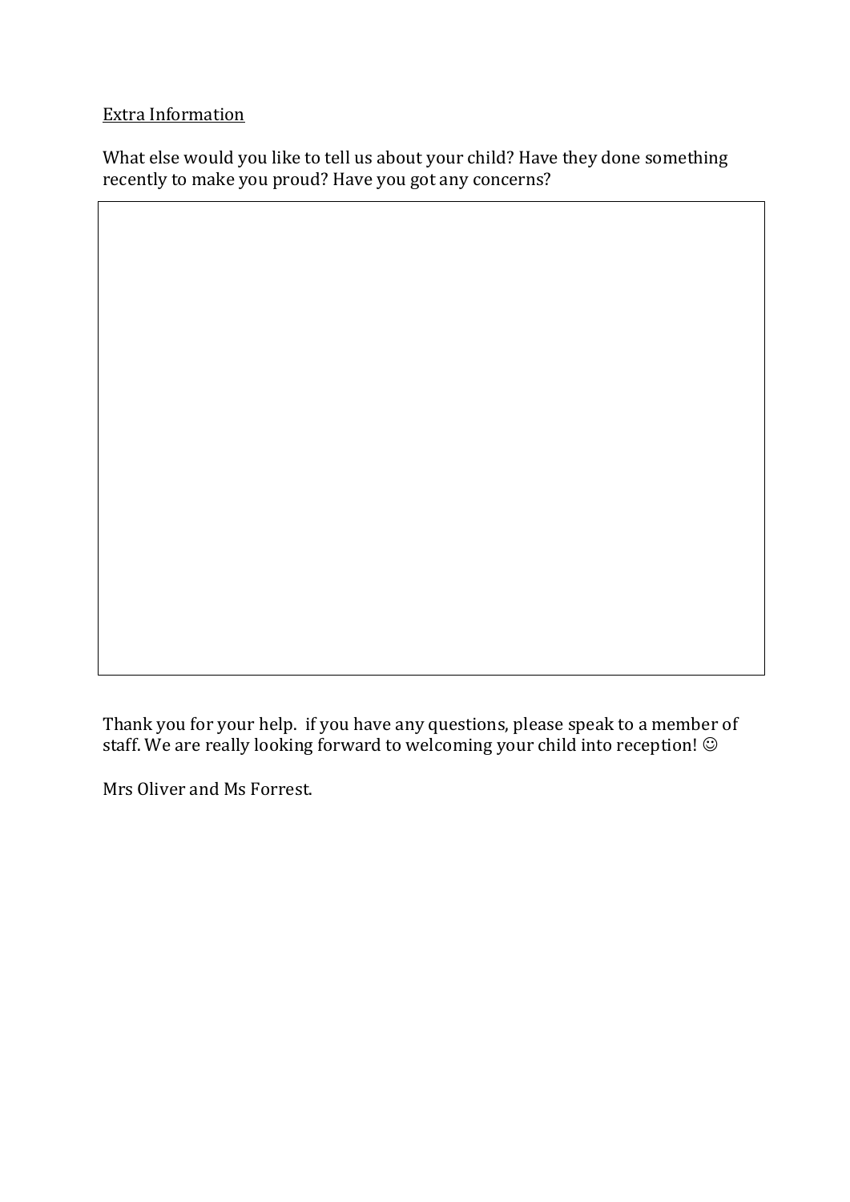<u>Extra Information</u>

What else would you like to tell us about your child? Have they done something recently to make you proud? Have you got any concerns?

Thank you for your help.  if you have any questions, please speak to a member of staff. We are really looking forward to welcoming your child into reception! ☺

Mrs Oliver and Ms Forrest.